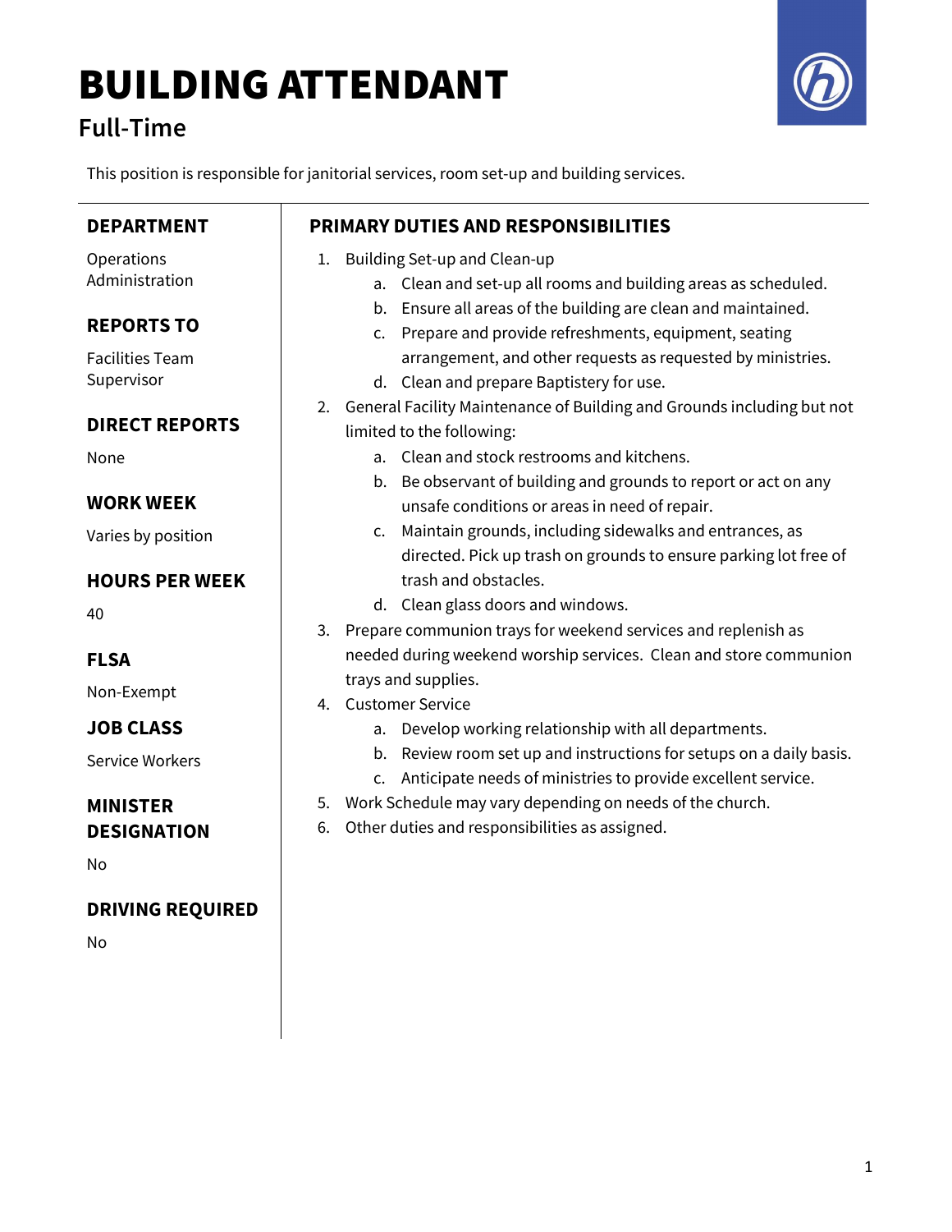# BUILDING ATTENDANT

## Full-Time

This position is responsible for janitorial services, room set-up and building services.

### DEPARTMENT

Operations Administration

### REPORTS TO

Facilities Team Supervisor

### DIRECT REPORTS

None

### WORK WEEK

Varies by position

### HOURS PER WEEK

40

### FLSA

Non-Exempt

### JOB CLASS

Service Workers

### MINISTER DESIGNATION

No

### DRIVING REQUIRED

No

### PRIMARY DUTIES AND RESPONSIBILITIES

1. Building Set-up and Clean-up
   a. Clean and set-up all rooms and building areas as scheduled.
   b. Ensure all areas of the building are clean and maintained.
   c. Prepare and provide refreshments, equipment, seating arrangement, and other requests as requested by ministries.
   d. Clean and prepare Baptistery for use.
2. General Facility Maintenance of Building and Grounds including but not limited to the following:
   a. Clean and stock restrooms and kitchens.
   b. Be observant of building and grounds to report or act on any unsafe conditions or areas in need of repair.
   c. Maintain grounds, including sidewalks and entrances, as directed. Pick up trash on grounds to ensure parking lot free of trash and obstacles.
   d. Clean glass doors and windows.
3. Prepare communion trays for weekend services and replenish as needed during weekend worship services. Clean and store communion trays and supplies.
4. Customer Service
   a. Develop working relationship with all departments.
   b. Review room set up and instructions for setups on a daily basis.
   c. Anticipate needs of ministries to provide excellent service.
5. Work Schedule may vary depending on needs of the church.
6. Other duties and responsibilities as assigned.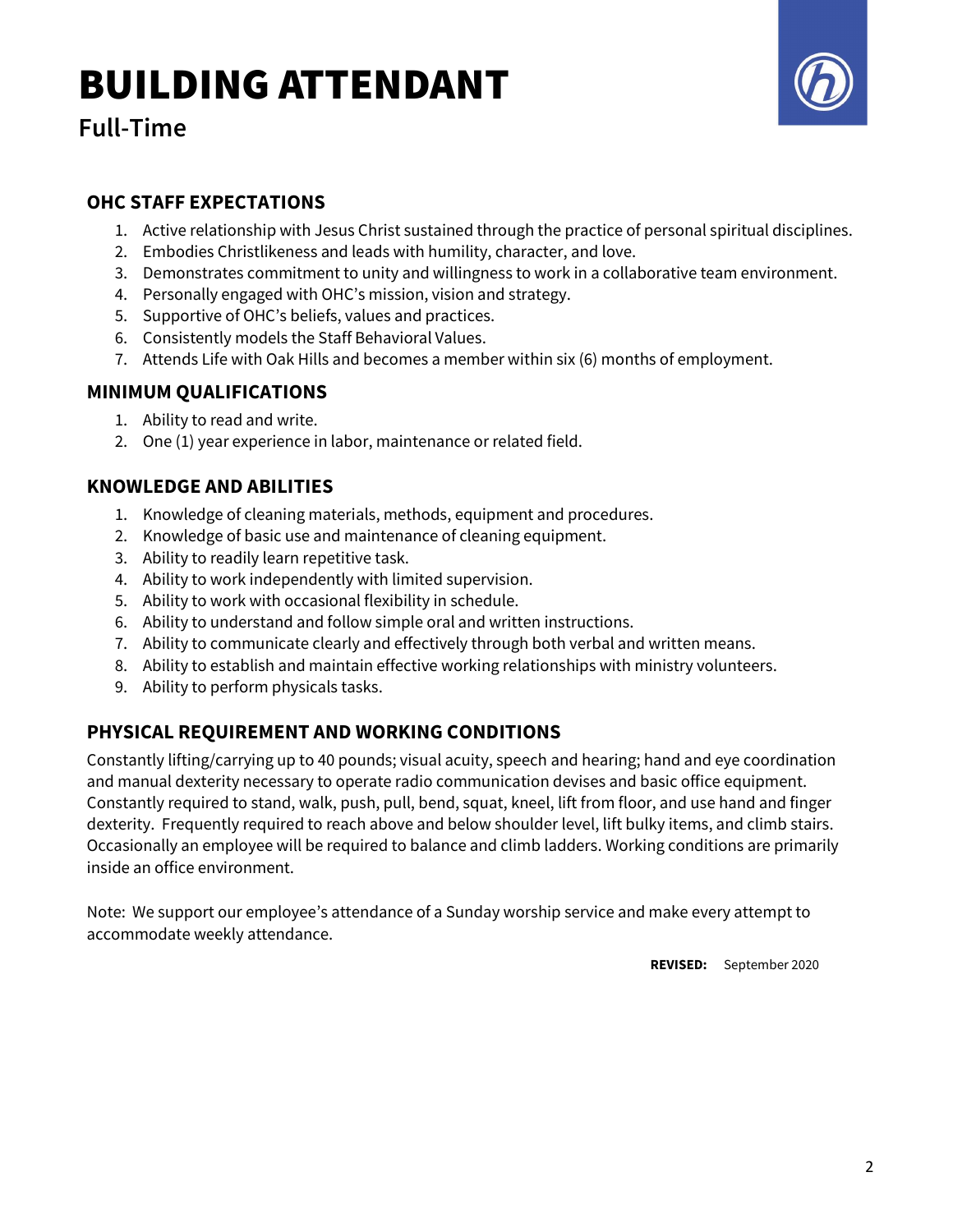# BUILDING ATTENDANT

## Full-Time

### OHC STAFF EXPECTATIONS

1. Active relationship with Jesus Christ sustained through the practice of personal spiritual disciplines.
2. Embodies Christlikeness and leads with humility, character, and love.
3. Demonstrates commitment to unity and willingness to work in a collaborative team environment.
4. Personally engaged with OHC's mission, vision and strategy.
5. Supportive of OHC's beliefs, values and practices.
6. Consistently models the Staff Behavioral Values.
7. Attends Life with Oak Hills and becomes a member within six (6) months of employment.

### MINIMUM QUALIFICATIONS

1. Ability to read and write.
2. One (1) year experience in labor, maintenance or related field.

### KNOWLEDGE AND ABILITIES

1. Knowledge of cleaning materials, methods, equipment and procedures.
2. Knowledge of basic use and maintenance of cleaning equipment.
3. Ability to readily learn repetitive task.
4. Ability to work independently with limited supervision.
5. Ability to work with occasional flexibility in schedule.
6. Ability to understand and follow simple oral and written instructions.
7. Ability to communicate clearly and effectively through both verbal and written means.
8. Ability to establish and maintain effective working relationships with ministry volunteers.
9. Ability to perform physicals tasks.

### PHYSICAL REQUIREMENT AND WORKING CONDITIONS

Constantly lifting/carrying up to 40 pounds; visual acuity, speech and hearing; hand and eye coordination and manual dexterity necessary to operate radio communication devises and basic office equipment. Constantly required to stand, walk, push, pull, bend, squat, kneel, lift from floor, and use hand and finger dexterity. Frequently required to reach above and below shoulder level, lift bulky items, and climb stairs. Occasionally an employee will be required to balance and climb ladders. Working conditions are primarily inside an office environment.

Note: We support our employee's attendance of a Sunday worship service and make every attempt to accommodate weekly attendance.

**REVISED:** September 2020